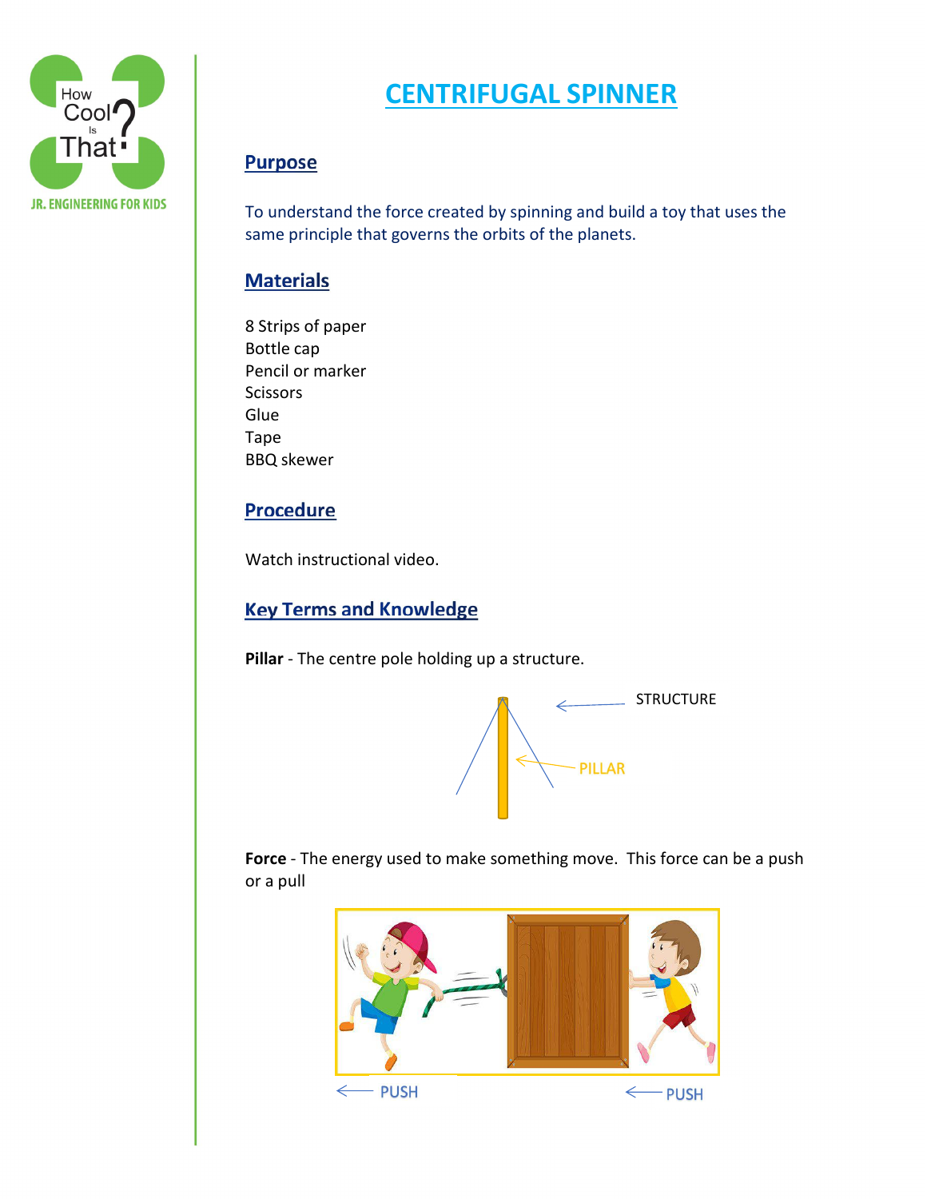# CENTRIFUGAL SPINNER

## Purpose

To understand the force created by spinning and build a toy that uses the same principle that governs the orbits of the planets.

## Materials

8 Strips of paper
Bottle cap
Pencil or marker
Scissors
Glue
Tape
BBQ skewer

## Procedure

Watch instructional video.

## Key Terms and Knowledge

**Pillar** - The centre pole holding up a structure.

**Force** - The energy used to make something move. This force can be a push or a pull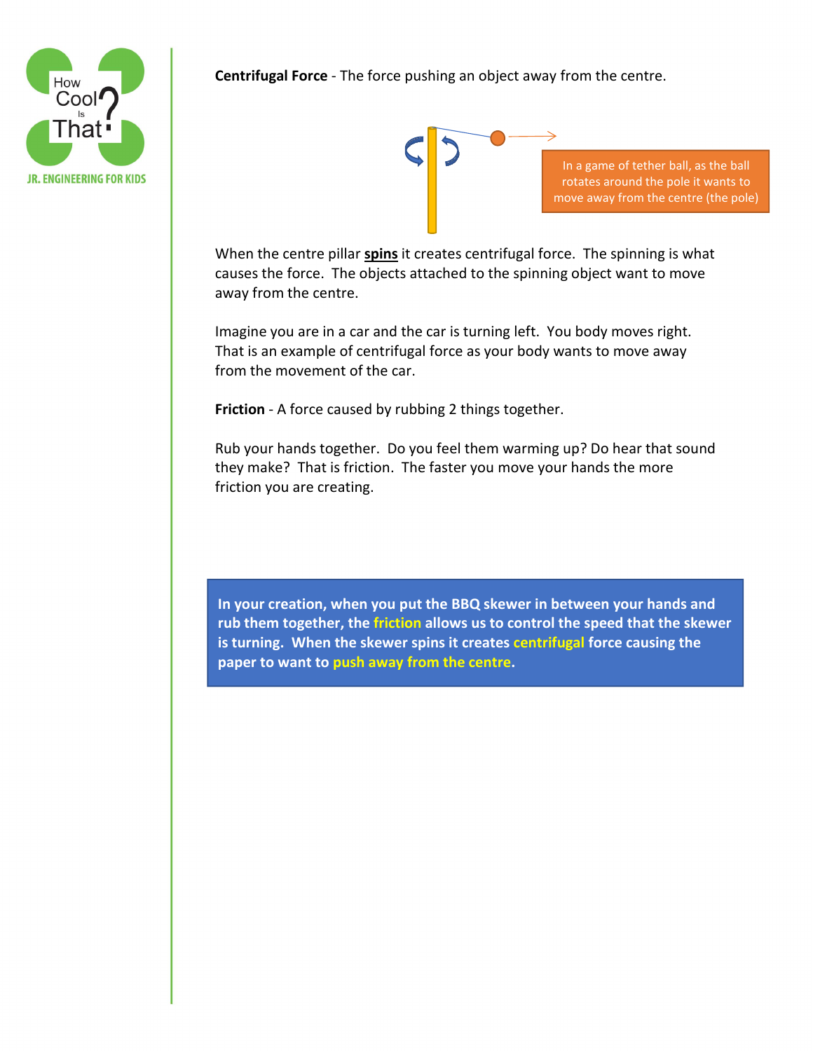**Centrifugal Force** - The force pushing an object away from the centre.

In a game of tether ball, as the ball rotates around the pole it wants to move away from the centre (the pole)

When the centre pillar **spins** it creates centrifugal force. The spinning is what causes the force. The objects attached to the spinning object want to move away from the centre.

Imagine you are in a car and the car is turning left. You body moves right. That is an example of centrifugal force as your body wants to move away from the movement of the car.

**Friction** - A force caused by rubbing 2 things together.

Rub your hands together. Do you feel them warming up? Do hear that sound they make? That is friction. The faster you move your hands the more friction you are creating.

**In your creation, when you put the BBQ skewer in between your hands and rub them together, the friction allows us to control the speed that the skewer is turning. When the skewer spins it creates centrifugal force causing the paper to want to push away from the centre.**